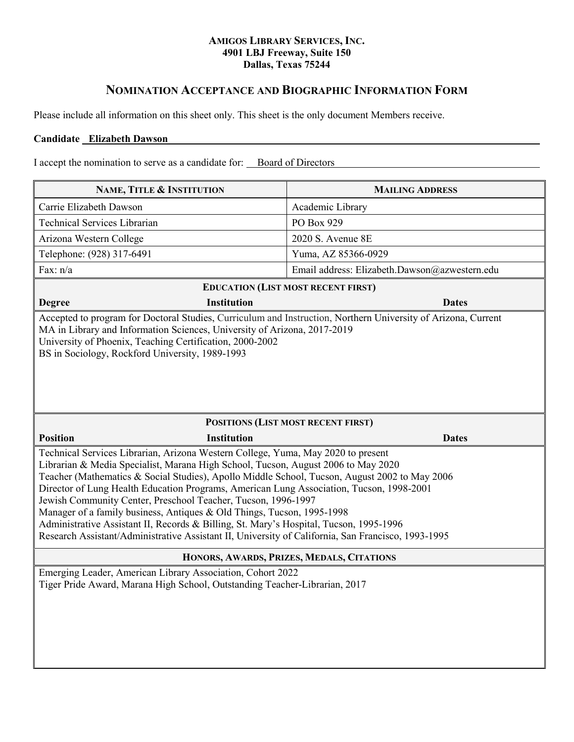**AMIGOS LIBRARY SERVICES, INC.**
**4901 LBJ Freeway, Suite 150**
**Dallas, Texas 75244**

# NOMINATION ACCEPTANCE AND BIOGRAPHIC INFORMATION FORM

Please include all information on this sheet only. This sheet is the only document Members receive.

**Candidate** **Elizabeth Dawson**

I accept the nomination to serve as a candidate for: Board of Directors

| NAME, TITLE & INSTITUTION | MAILING ADDRESS |
|---|---|
| Carrie Elizabeth Dawson | Academic Library |
| Technical Services Librarian | PO Box 929 |
| Arizona Western College | 2020 S. Avenue 8E |
| Telephone: (928) 317-6491 | Yuma, AZ 85366-0929 |
| Fax: n/a | Email address: Elizabeth.Dawson@azwestern.edu |

## EDUCATION (LIST MOST RECENT FIRST)

| Degree | Institution | Dates |
|---|---|---|

Accepted to program for Doctoral Studies, Curriculum and Instruction, Northern University of Arizona, Current
MA in Library and Information Sciences, University of Arizona, 2017-2019
University of Phoenix, Teaching Certification, 2000-2002
BS in Sociology, Rockford University, 1989-1993

## POSITIONS (LIST MOST RECENT FIRST)

| Position | Institution | Dates |
|---|---|---|

Technical Services Librarian, Arizona Western College, Yuma, May 2020 to present
Librarian & Media Specialist, Marana High School, Tucson, August 2006 to May 2020
Teacher (Mathematics & Social Studies), Apollo Middle School, Tucson, August 2002 to May 2006
Director of Lung Health Education Programs, American Lung Association, Tucson, 1998-2001
Jewish Community Center, Preschool Teacher, Tucson, 1996-1997
Manager of a family business, Antiques & Old Things, Tucson, 1995-1998
Administrative Assistant II, Records & Billing, St. Mary's Hospital, Tucson, 1995-1996
Research Assistant/Administrative Assistant II, University of California, San Francisco, 1993-1995

## HONORS, AWARDS, PRIZES, MEDALS, CITATIONS

Emerging Leader, American Library Association, Cohort 2022
Tiger Pride Award, Marana High School, Outstanding Teacher-Librarian, 2017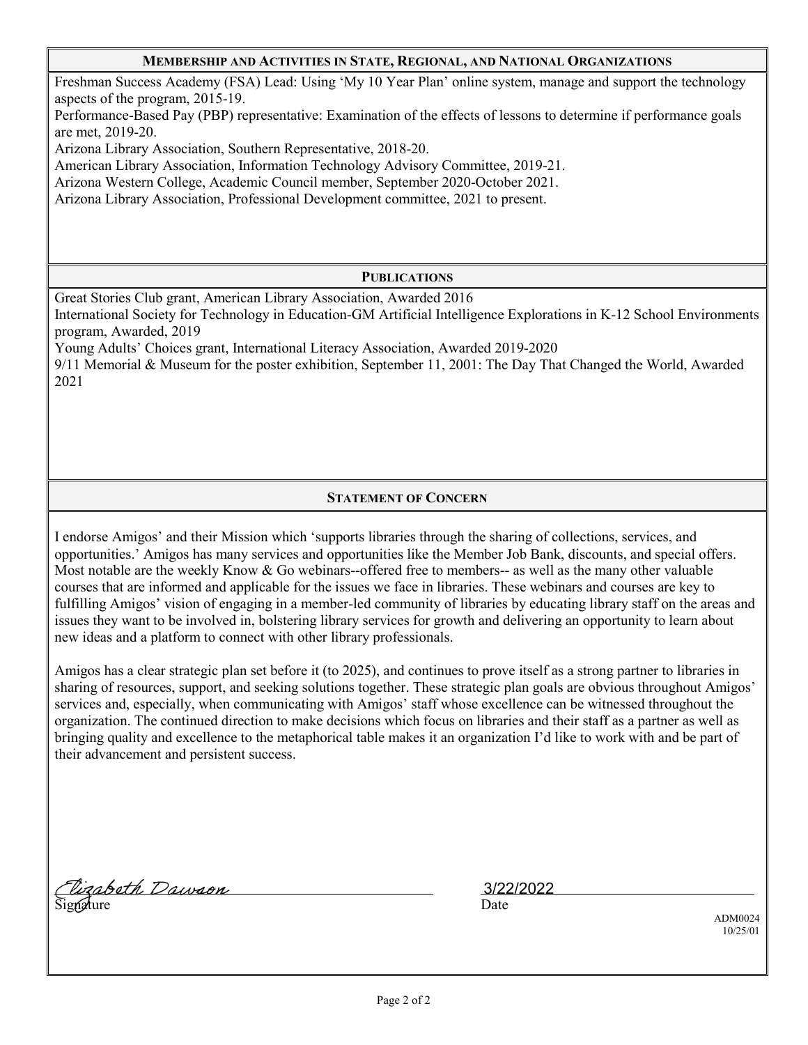## Membership and Activities in State, Regional, and National Organizations

Freshman Success Academy (FSA) Lead: Using 'My 10 Year Plan' online system, manage and support the technology aspects of the program, 2015-19.
Performance-Based Pay (PBP) representative: Examination of the effects of lessons to determine if performance goals are met, 2019-20.
Arizona Library Association, Southern Representative, 2018-20.
American Library Association, Information Technology Advisory Committee, 2019-21.
Arizona Western College, Academic Council member, September 2020-October 2021.
Arizona Library Association, Professional Development committee, 2021 to present.

## Publications

Great Stories Club grant, American Library Association, Awarded 2016
International Society for Technology in Education-GM Artificial Intelligence Explorations in K-12 School Environments program, Awarded, 2019
Young Adults' Choices grant, International Literacy Association, Awarded 2019-2020
9/11 Memorial & Museum for the poster exhibition, September 11, 2001: The Day That Changed the World, Awarded 2021

## Statement of Concern

I endorse Amigos' and their Mission which 'supports libraries through the sharing of collections, services, and opportunities.' Amigos has many services and opportunities like the Member Job Bank, discounts, and special offers. Most notable are the weekly Know & Go webinars--offered free to members-- as well as the many other valuable courses that are informed and applicable for the issues we face in libraries. These webinars and courses are key to fulfilling Amigos' vision of engaging in a member-led community of libraries by educating library staff on the areas and issues they want to be involved in, bolstering library services for growth and delivering an opportunity to learn about new ideas and a platform to connect with other library professionals.

Amigos has a clear strategic plan set before it (to 2025), and continues to prove itself as a strong partner to libraries in sharing of resources, support, and seeking solutions together. These strategic plan goals are obvious throughout Amigos' services and, especially, when communicating with Amigos' staff whose excellence can be witnessed throughout the organization. The continued direction to make decisions which focus on libraries and their staff as a partner as well as bringing quality and excellence to the metaphorical table makes it an organization I'd like to work with and be part of their advancement and persistent success.

Elizabeth Dawson
Signature

3/22/2022
Date

ADM0024
10/25/01